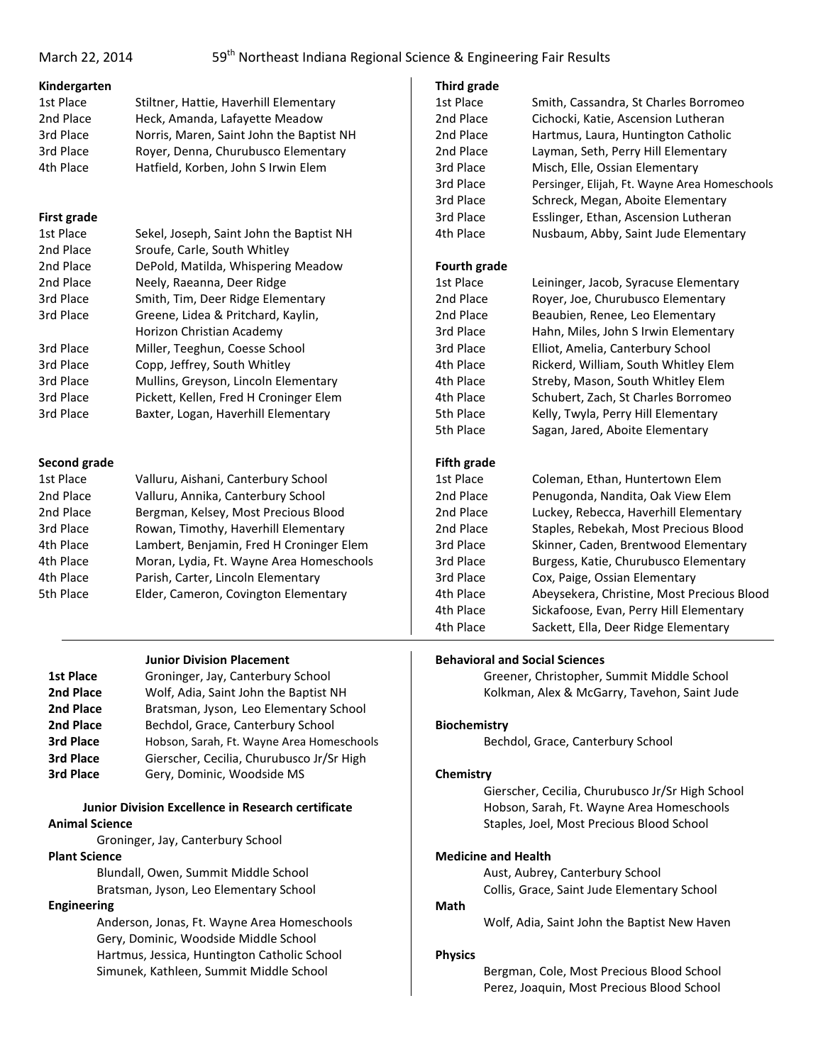March 22, 2014 — 59th Northeast Indiana Regional Science & Engineering Fair Results

**Kindergarten**

| | |
|---|---|
| 1st Place | Stiltner, Hattie, Haverhill Elementary |
| 2nd Place | Heck, Amanda, Lafayette Meadow |
| 3rd Place | Norris, Maren, Saint John the Baptist NH |
| 3rd Place | Royer, Denna, Churubusco Elementary |
| 4th Place | Hatfield, Korben, John S Irwin Elem |

**First grade**

| | |
|---|---|
| 1st Place | Sekel, Joseph, Saint John the Baptist NH |
| 2nd Place | Sroufe, Carle, South Whitley |
| 2nd Place | DePold, Matilda, Whispering Meadow |
| 2nd Place | Neely, Raeanna, Deer Ridge |
| 3rd Place | Smith, Tim, Deer Ridge Elementary |
| 3rd Place | Greene, Lidea & Pritchard, Kaylin, Horizon Christian Academy |
| 3rd Place | Miller, Teeghun, Coesse School |
| 3rd Place | Copp, Jeffrey, South Whitley |
| 3rd Place | Mullins, Greyson, Lincoln Elementary |
| 3rd Place | Pickett, Kellen, Fred H Croninger Elem |
| 3rd Place | Baxter, Logan, Haverhill Elementary |

**Second grade**

| | |
|---|---|
| 1st Place | Valluru, Aishani, Canterbury School |
| 2nd Place | Valluru, Annika, Canterbury School |
| 2nd Place | Bergman, Kelsey, Most Precious Blood |
| 3rd Place | Rowan, Timothy, Haverhill Elementary |
| 4th Place | Lambert, Benjamin, Fred H Croninger Elem |
| 4th Place | Moran, Lydia, Ft. Wayne Area Homeschools |
| 4th Place | Parish, Carter, Lincoln Elementary |
| 5th Place | Elder, Cameron, Covington Elementary |

**Third grade**

| | |
|---|---|
| 1st Place | Smith, Cassandra, St Charles Borromeo |
| 2nd Place | Cichocki, Katie, Ascension Lutheran |
| 2nd Place | Hartmus, Laura, Huntington Catholic |
| 2nd Place | Layman, Seth, Perry Hill Elementary |
| 3rd Place | Misch, Elle, Ossian Elementary |
| 3rd Place | Persinger, Elijah, Ft. Wayne Area Homeschools |
| 3rd Place | Schreck, Megan, Aboite Elementary |
| 3rd Place | Esslinger, Ethan, Ascension Lutheran |
| 4th Place | Nusbaum, Abby, Saint Jude Elementary |

**Fourth grade**

| | |
|---|---|
| 1st Place | Leininger, Jacob, Syracuse Elementary |
| 2nd Place | Royer, Joe, Churubusco Elementary |
| 2nd Place | Beaubien, Renee, Leo Elementary |
| 3rd Place | Hahn, Miles, John S Irwin Elementary |
| 3rd Place | Elliot, Amelia, Canterbury School |
| 4th Place | Rickerd, William, South Whitley Elem |
| 4th Place | Streby, Mason, South Whitley Elem |
| 4th Place | Schubert, Zach, St Charles Borromeo |
| 5th Place | Kelly, Twyla, Perry Hill Elementary |
| 5th Place | Sagan, Jared, Aboite Elementary |

**Fifth grade**

| | |
|---|---|
| 1st Place | Coleman, Ethan, Huntertown Elem |
| 2nd Place | Penugonda, Nandita, Oak View Elem |
| 2nd Place | Luckey, Rebecca, Haverhill Elementary |
| 2nd Place | Staples, Rebekah, Most Precious Blood |
| 3rd Place | Skinner, Caden, Brentwood Elementary |
| 3rd Place | Burgess, Katie, Churubusco Elementary |
| 3rd Place | Cox, Paige, Ossian Elementary |
| 4th Place | Abeysekera, Christine, Most Precious Blood |
| 4th Place | Sickafoose, Evan, Perry Hill Elementary |
| 4th Place | Sackett, Ella, Deer Ridge Elementary |

**Junior Division Placement**

| | |
|---|---|
| **1st Place** | Groninger, Jay, Canterbury School |
| **2nd Place** | Wolf, Adia, Saint John the Baptist NH |
| **2nd Place** | Bratsman, Jyson, Leo Elementary School |
| **2nd Place** | Bechdol, Grace, Canterbury School |
| **3rd Place** | Hobson, Sarah, Ft. Wayne Area Homeschools |
| **3rd Place** | Gierscher, Cecilia, Churubusco Jr/Sr High |
| **3rd Place** | Gery, Dominic, Woodside MS |

**Junior Division Excellence in Research certificate**

**Animal Science**
- Groninger, Jay, Canterbury School

**Plant Science**
- Blundall, Owen, Summit Middle School
- Bratsman, Jyson, Leo Elementary School

**Engineering**
- Anderson, Jonas, Ft. Wayne Area Homeschools
- Gery, Dominic, Woodside Middle School
- Hartmus, Jessica, Huntington Catholic School
- Simunek, Kathleen, Summit Middle School

**Behavioral and Social Sciences**
- Greener, Christopher, Summit Middle School
- Kolkman, Alex & McGarry, Tavehon, Saint Jude

**Biochemistry**
- Bechdol, Grace, Canterbury School

**Chemistry**
- Gierscher, Cecilia, Churubusco Jr/Sr High School
- Hobson, Sarah, Ft. Wayne Area Homeschools
- Staples, Joel, Most Precious Blood School

**Medicine and Health**
- Aust, Aubrey, Canterbury School
- Collis, Grace, Saint Jude Elementary School

**Math**
- Wolf, Adia, Saint John the Baptist New Haven

**Physics**
- Bergman, Cole, Most Precious Blood School
- Perez, Joaquin, Most Precious Blood School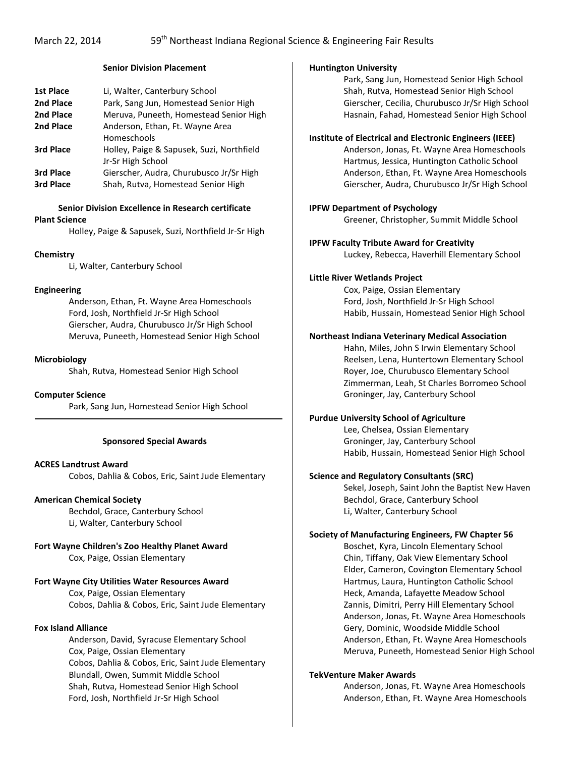March 22, 2014 59th Northeast Indiana Regional Science & Engineering Fair Results

### Senior Division Placement

| | |
|---|---|
| **1st Place** | Li, Walter, Canterbury School |
| **2nd Place** | Park, Sang Jun, Homestead Senior High |
| **2nd Place** | Meruva, Puneeth, Homestead Senior High |
| **2nd Place** | Anderson, Ethan, Ft. Wayne Area Homeschools |
| **3rd Place** | Holley, Paige & Sapusek, Suzi, Northfield Jr-Sr High School |
| **3rd Place** | Gierscher, Audra, Churubusco Jr/Sr High |
| **3rd Place** | Shah, Rutva, Homestead Senior High |

### Senior Division Excellence in Research certificate

**Plant Science**

Holley, Paige & Sapusek, Suzi, Northfield Jr-Sr High

**Chemistry**

Li, Walter, Canterbury School

**Engineering**

Anderson, Ethan, Ft. Wayne Area Homeschools
Ford, Josh, Northfield Jr-Sr High School
Gierscher, Audra, Churubusco Jr/Sr High School
Meruva, Puneeth, Homestead Senior High School

**Microbiology**

Shah, Rutva, Homestead Senior High School

**Computer Science**

Park, Sang Jun, Homestead Senior High School

---

### Sponsored Special Awards

**ACRES Landtrust Award**

Cobos, Dahlia & Cobos, Eric, Saint Jude Elementary

**American Chemical Society**

Bechdol, Grace, Canterbury School
Li, Walter, Canterbury School

**Fort Wayne Children's Zoo Healthy Planet Award**

Cox, Paige, Ossian Elementary

**Fort Wayne City Utilities Water Resources Award**

Cox, Paige, Ossian Elementary
Cobos, Dahlia & Cobos, Eric, Saint Jude Elementary

**Fox Island Alliance**

Anderson, David, Syracuse Elementary School
Cox, Paige, Ossian Elementary
Cobos, Dahlia & Cobos, Eric, Saint Jude Elementary
Blundall, Owen, Summit Middle School
Shah, Rutva, Homestead Senior High School
Ford, Josh, Northfield Jr-Sr High School

**Huntington University**

Park, Sang Jun, Homestead Senior High School
Shah, Rutva, Homestead Senior High School
Gierscher, Cecilia, Churubusco Jr/Sr High School
Hasnain, Fahad, Homestead Senior High School

**Institute of Electrical and Electronic Engineers (IEEE)**

Anderson, Jonas, Ft. Wayne Area Homeschools
Hartmus, Jessica, Huntington Catholic School
Anderson, Ethan, Ft. Wayne Area Homeschools
Gierscher, Audra, Churubusco Jr/Sr High School

**IPFW Department of Psychology**

Greener, Christopher, Summit Middle School

**IPFW Faculty Tribute Award for Creativity**

Luckey, Rebecca, Haverhill Elementary School

**Little River Wetlands Project**

Cox, Paige, Ossian Elementary
Ford, Josh, Northfield Jr-Sr High School
Habib, Hussain, Homestead Senior High School

**Northeast Indiana Veterinary Medical Association**

Hahn, Miles, John S Irwin Elementary School
Reelsen, Lena, Huntertown Elementary School
Royer, Joe, Churubusco Elementary School
Zimmerman, Leah, St Charles Borromeo School
Groninger, Jay, Canterbury School

**Purdue University School of Agriculture**

Lee, Chelsea, Ossian Elementary
Groninger, Jay, Canterbury School
Habib, Hussain, Homestead Senior High School

**Science and Regulatory Consultants (SRC)**

Sekel, Joseph, Saint John the Baptist New Haven
Bechdol, Grace, Canterbury School
Li, Walter, Canterbury School

**Society of Manufacturing Engineers, FW Chapter 56**

Boschet, Kyra, Lincoln Elementary School
Chin, Tiffany, Oak View Elementary School
Elder, Cameron, Covington Elementary School
Hartmus, Laura, Huntington Catholic School
Heck, Amanda, Lafayette Meadow School
Zannis, Dimitri, Perry Hill Elementary School
Anderson, Jonas, Ft. Wayne Area Homeschools
Gery, Dominic, Woodside Middle School
Anderson, Ethan, Ft. Wayne Area Homeschools
Meruva, Puneeth, Homestead Senior High School

**TekVenture Maker Awards**

Anderson, Jonas, Ft. Wayne Area Homeschools
Anderson, Ethan, Ft. Wayne Area Homeschools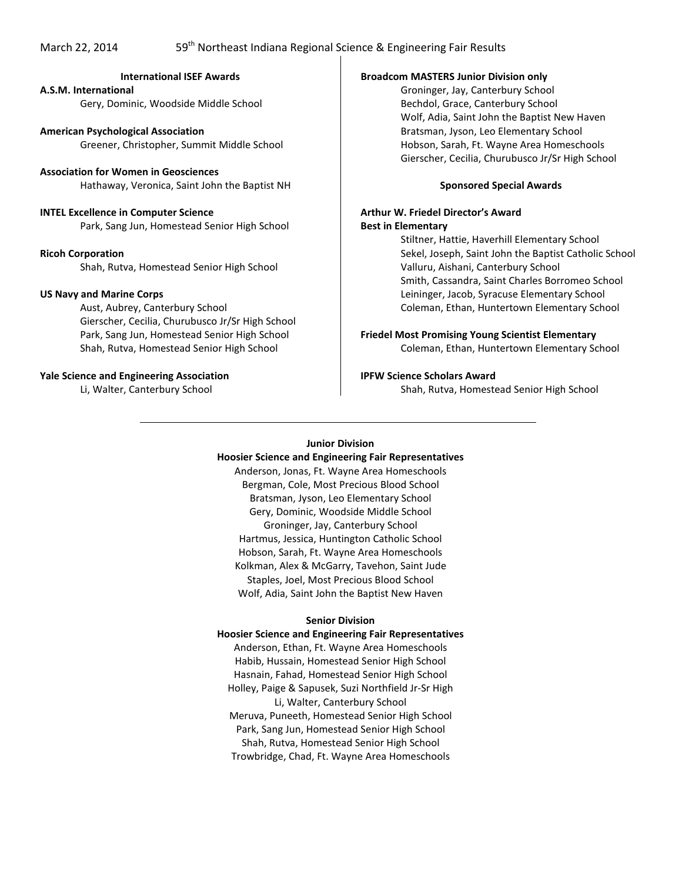March 22, 2014 59th Northeast Indiana Regional Science & Engineering Fair Results

### International ISEF Awards

**A.S.M. International**
Gery, Dominic, Woodside Middle School

**American Psychological Association**
Greener, Christopher, Summit Middle School

**Association for Women in Geosciences**
Hathaway, Veronica, Saint John the Baptist NH

**INTEL Excellence in Computer Science**
Park, Sang Jun, Homestead Senior High School

**Ricoh Corporation**
Shah, Rutva, Homestead Senior High School

**US Navy and Marine Corps**
Aust, Aubrey, Canterbury School
Gierscher, Cecilia, Churubusco Jr/Sr High School
Park, Sang Jun, Homestead Senior High School
Shah, Rutva, Homestead Senior High School

**Yale Science and Engineering Association**
Li, Walter, Canterbury School

**Broadcom MASTERS Junior Division only**
Groninger, Jay, Canterbury School
Bechdol, Grace, Canterbury School
Wolf, Adia, Saint John the Baptist New Haven
Bratsman, Jyson, Leo Elementary School
Hobson, Sarah, Ft. Wayne Area Homeschools
Gierscher, Cecilia, Churubusco Jr/Sr High School

### Sponsored Special Awards

**Arthur W. Friedel Director's Award**
**Best in Elementary**
Stiltner, Hattie, Haverhill Elementary School
Sekel, Joseph, Saint John the Baptist Catholic School
Valluru, Aishani, Canterbury School
Smith, Cassandra, Saint Charles Borromeo School
Leininger, Jacob, Syracuse Elementary School
Coleman, Ethan, Huntertown Elementary School

**Friedel Most Promising Young Scientist Elementary**
Coleman, Ethan, Huntertown Elementary School

**IPFW Science Scholars Award**
Shah, Rutva, Homestead Senior High School

---

### Junior Division
**Hoosier Science and Engineering Fair Representatives**

Anderson, Jonas, Ft. Wayne Area Homeschools
Bergman, Cole, Most Precious Blood School
Bratsman, Jyson, Leo Elementary School
Gery, Dominic, Woodside Middle School
Groninger, Jay, Canterbury School
Hartmus, Jessica, Huntington Catholic School
Hobson, Sarah, Ft. Wayne Area Homeschools
Kolkman, Alex & McGarry, Tavehon, Saint Jude
Staples, Joel, Most Precious Blood School
Wolf, Adia, Saint John the Baptist New Haven

### Senior Division
**Hoosier Science and Engineering Fair Representatives**

Anderson, Ethan, Ft. Wayne Area Homeschools
Habib, Hussain, Homestead Senior High School
Hasnain, Fahad, Homestead Senior High School
Holley, Paige & Sapusek, Suzi Northfield Jr-Sr High
Li, Walter, Canterbury School
Meruva, Puneeth, Homestead Senior High School
Park, Sang Jun, Homestead Senior High School
Shah, Rutva, Homestead Senior High School
Trowbridge, Chad, Ft. Wayne Area Homeschools